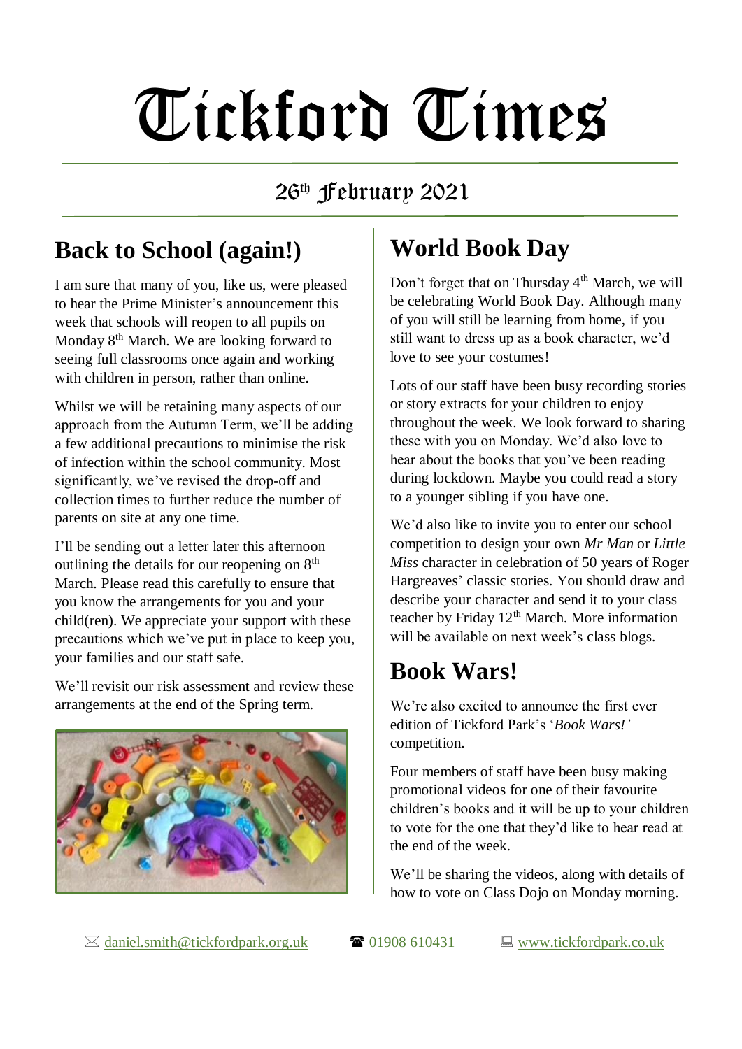# Tickford Times

26th February 2021

## Back to School (again!)

I am sure that many of you, like us, were pleased to hear the Prime Minister's announcement this week that schools will reopen to all pupils on Monday 8th March. We are looking forward to seeing full classrooms once again and working with children in person, rather than online.

Whilst we will be retaining many aspects of our approach from the Autumn Term, we'll be adding a few additional precautions to minimise the risk of infection within the school community. Most significantly, we've revised the drop-off and collection times to further reduce the number of parents on site at any one time.

I'll be sending out a letter later this afternoon outlining the details for our reopening on 8th March. Please read this carefully to ensure that you know the arrangements for you and your child(ren). We appreciate your support with these precautions which we've put in place to keep you, your families and our staff safe.

We'll revisit our risk assessment and review these arrangements at the end of the Spring term.

## World Book Day

Don't forget that on Thursday 4th March, we will be celebrating World Book Day. Although many of you will still be learning from home, if you still want to dress up as a book character, we'd love to see your costumes!

Lots of our staff have been busy recording stories or story extracts for your children to enjoy throughout the week. We look forward to sharing these with you on Monday. We'd also love to hear about the books that you've been reading during lockdown. Maybe you could read a story to a younger sibling if you have one.

We'd also like to invite you to enter our school competition to design your own *Mr Man* or *Little Miss* character in celebration of 50 years of Roger Hargreaves' classic stories. You should draw and describe your character and send it to your class teacher by Friday 12th March. More information will be available on next week's class blogs.

## Book Wars!

We're also excited to announce the first ever edition of Tickford Park's '*Book Wars!'* competition.

Four members of staff have been busy making promotional videos for one of their favourite children's books and it will be up to your children to vote for the one that they'd like to hear read at the end of the week.

We'll be sharing the videos, along with details of how to vote on Class Dojo on Monday morning.

✉ daniel.smith@tickfordpark.org.uk ☎ 01908 610431 💻 www.tickfordpark.co.uk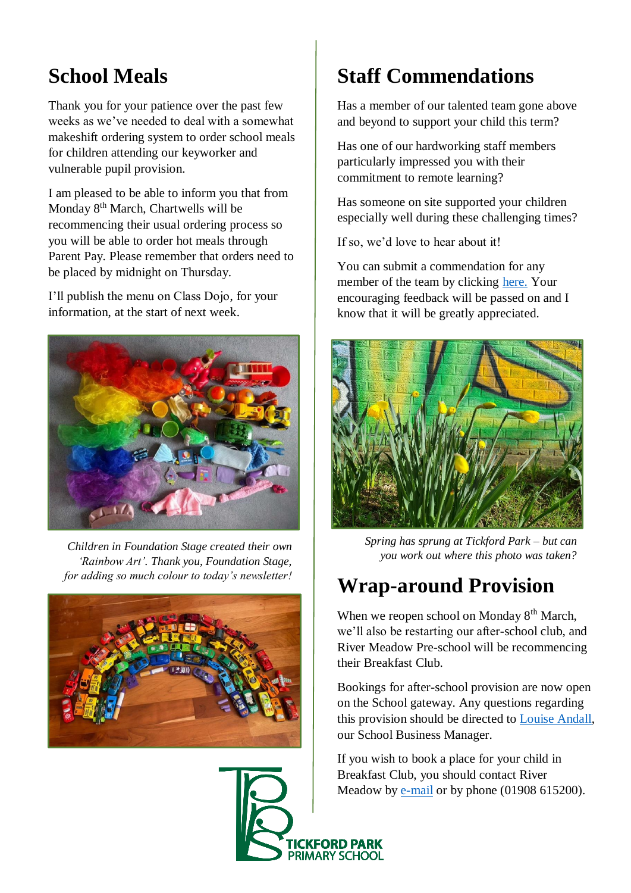## School Meals

Thank you for your patience over the past few weeks as we've needed to deal with a somewhat makeshift ordering system to order school meals for children attending our keyworker and vulnerable pupil provision.

I am pleased to be able to inform you that from Monday 8th March, Chartwells will be recommencing their usual ordering process so you will be able to order hot meals through Parent Pay. Please remember that orders need to be placed by midnight on Thursday.

I'll publish the menu on Class Dojo, for your information, at the start of next week.

*Children in Foundation Stage created their own 'Rainbow Art'. Thank you, Foundation Stage, for adding so much colour to today's newsletter!*

## Staff Commendations

Has a member of our talented team gone above and beyond to support your child this term?

Has one of our hardworking staff members particularly impressed you with their commitment to remote learning?

Has someone on site supported your children especially well during these challenging times?

If so, we'd love to hear about it!

You can submit a commendation for any member of the team by clicking here. Your encouraging feedback will be passed on and I know that it will be greatly appreciated.

*Spring has sprung at Tickford Park – but can you work out where this photo was taken?*

## Wrap-around Provision

When we reopen school on Monday 8th March, we'll also be restarting our after-school club, and River Meadow Pre-school will be recommencing their Breakfast Club.

Bookings for after-school provision are now open on the School gateway. Any questions regarding this provision should be directed to Louise Andall, our School Business Manager.

If you wish to book a place for your child in Breakfast Club, you should contact River Meadow by e-mail or by phone (01908 615200).

TICKFORD PARK PRIMARY SCHOOL